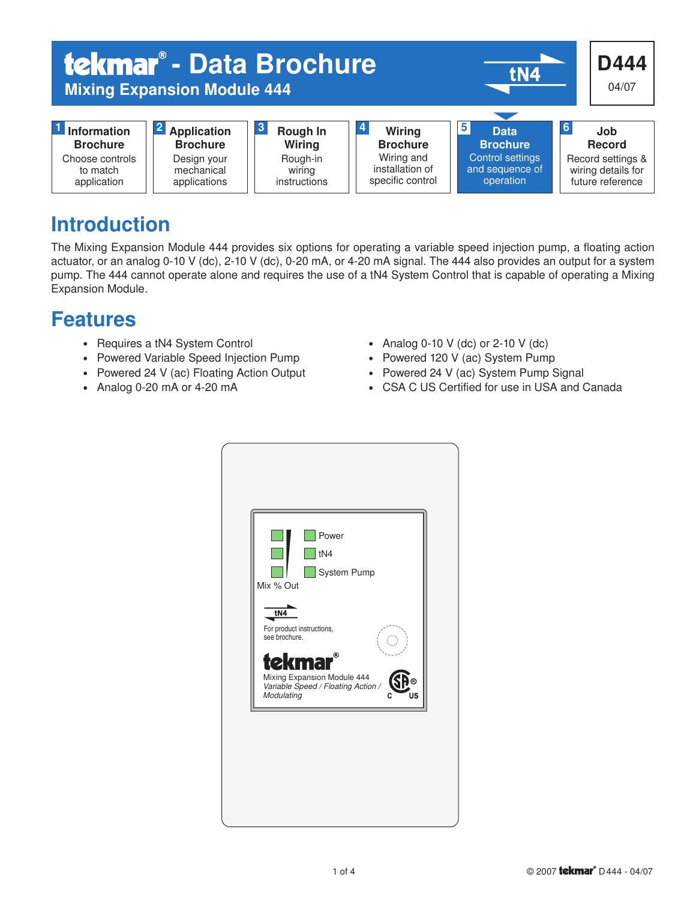# tekmar® - Data Brochure

## Mixing Expansion Module 444

tN4

**D444**
04/07

| 1 Information Brochure | 2 Application Brochure | 3 Rough In Wiring | 4 Wiring Brochure | 5 Data Brochure | 6 Job Record |
|---|---|---|---|---|---|
| Choose controls to match application | Design your mechanical applications | Rough-in wiring instructions | Wiring and installation of specific control | Control settings and sequence of operation | Record settings & wiring details for future reference |

## Introduction

The Mixing Expansion Module 444 provides six options for operating a variable speed injection pump, a floating action actuator, or an analog 0-10 V (dc), 2-10 V (dc), 0-20 mA, or 4-20 mA signal. The 444 also provides an output for a system pump. The 444 cannot operate alone and requires the use of a tN4 System Control that is capable of operating a Mixing Expansion Module.

## Features

- Requires a tN4 System Control
- Powered Variable Speed Injection Pump
- Powered 24 V (ac) Floating Action Output
- Analog 0-20 mA or 4-20 mA
- Analog 0-10 V (dc) or 2-10 V (dc)
- Powered 120 V (ac) System Pump
- Powered 24 V (ac) System Pump Signal
- CSA C US Certified for use in USA and Canada

Power
tN4
System Pump
Mix % Out

tN4
For product instructions, see brochure.

tekmar®
Mixing Expansion Module 444
*Variable Speed / Floating Action / Modulating*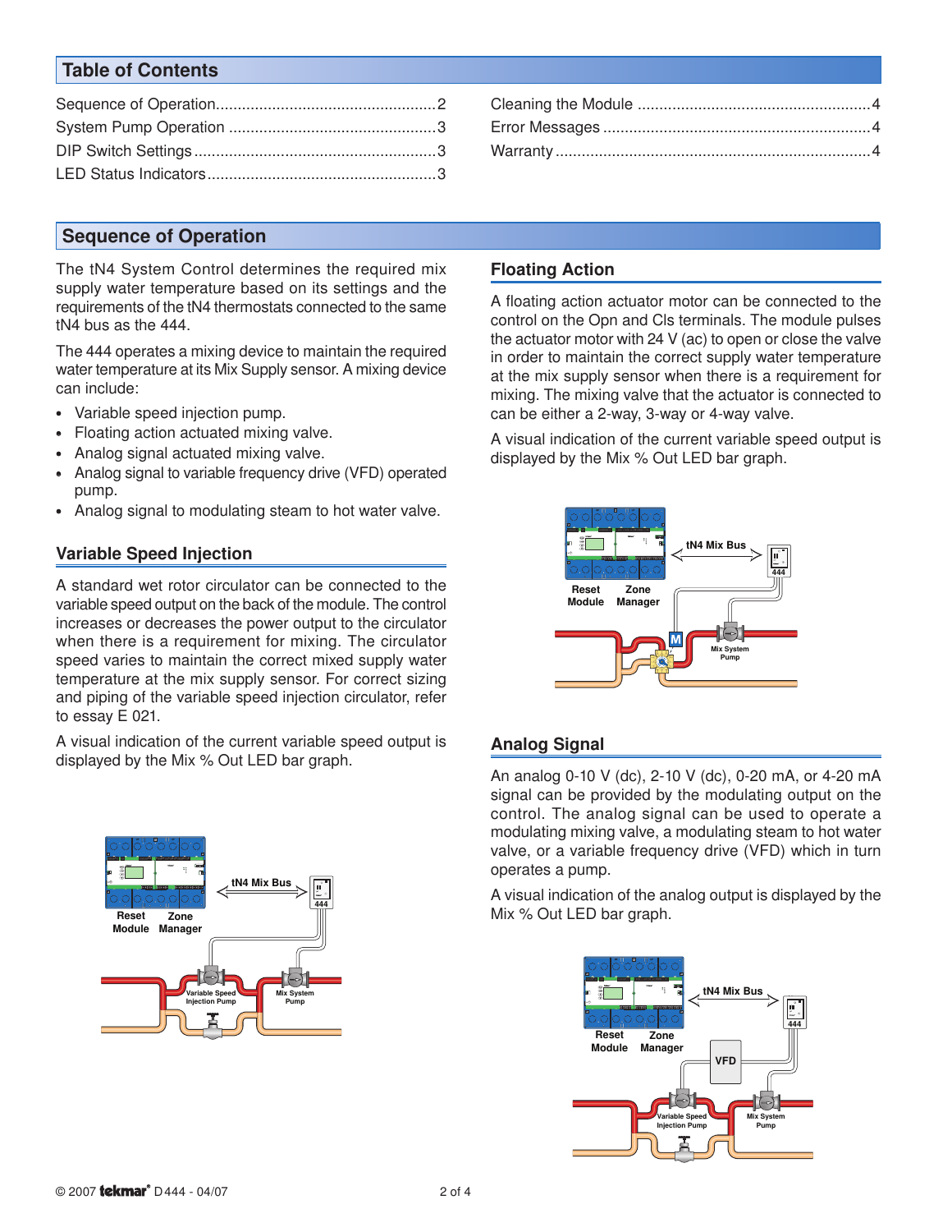## Table of Contents

Sequence of Operation....................................................2
System Pump Operation ..................................................3
DIP Switch Settings.........................................................3
LED Status Indicators......................................................3
Cleaning the Module .......................................................4
Error Messages ...............................................................4
Warranty..........................................................................4

## Sequence of Operation

The tN4 System Control determines the required mix supply water temperature based on its settings and the requirements of the tN4 thermostats connected to the same tN4 bus as the 444.

The 444 operates a mixing device to maintain the required water temperature at its Mix Supply sensor. A mixing device can include:

- Variable speed injection pump.
- Floating action actuated mixing valve.
- Analog signal actuated mixing valve.
- Analog signal to variable frequency drive (VFD) operated pump.
- Analog signal to modulating steam to hot water valve.

### Variable Speed Injection

A standard wet rotor circulator can be connected to the variable speed output on the back of the module. The control increases or decreases the power output to the circulator when there is a requirement for mixing. The circulator speed varies to maintain the correct mixed supply water temperature at the mix supply sensor. For correct sizing and piping of the variable speed injection circulator, refer to essay E 021.

A visual indication of the current variable speed output is displayed by the Mix % Out LED bar graph.

### Floating Action

A floating action actuator motor can be connected to the control on the Opn and Cls terminals. The module pulses the actuator motor with 24 V (ac) to open or close the valve in order to maintain the correct supply water temperature at the mix supply sensor when there is a requirement for mixing. The mixing valve that the actuator is connected to can be either a 2-way, 3-way or 4-way valve.

A visual indication of the current variable speed output is displayed by the Mix % Out LED bar graph.

### Analog Signal

An analog 0-10 V (dc), 2-10 V (dc), 0-20 mA, or 4-20 mA signal can be provided by the modulating output on the control. The analog signal can be used to operate a modulating mixing valve, a modulating steam to hot water valve, or a variable frequency drive (VFD) which in turn operates a pump.

A visual indication of the analog output is displayed by the Mix % Out LED bar graph.

© 2007 tekmar® D 444 - 04/07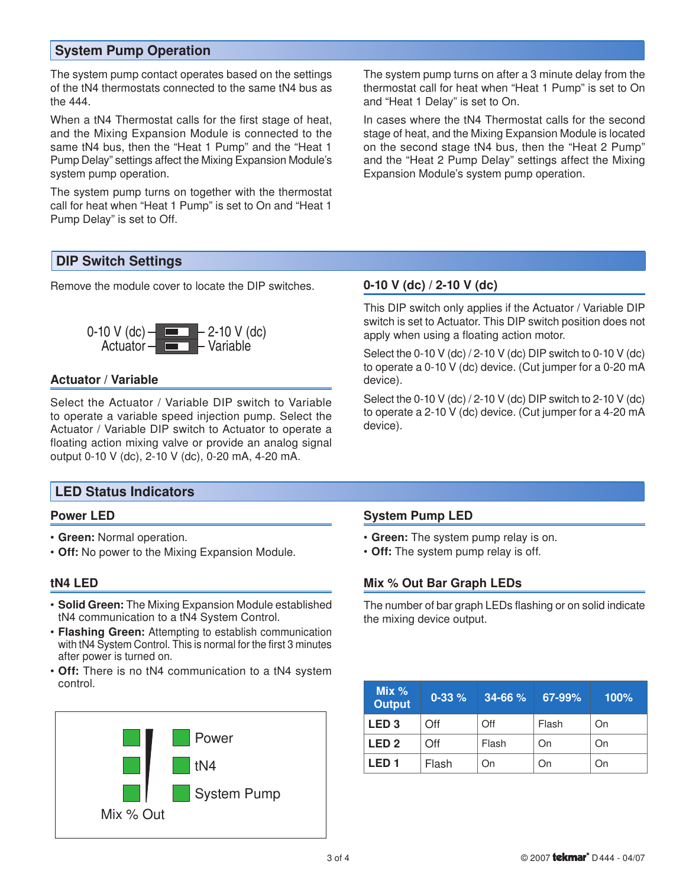## System Pump Operation

The system pump contact operates based on the settings of the tN4 thermostats connected to the same tN4 bus as the 444.

When a tN4 Thermostat calls for the first stage of heat, and the Mixing Expansion Module is connected to the same tN4 bus, then the “Heat 1 Pump” and the “Heat 1 Pump Delay” settings affect the Mixing Expansion Module’s system pump operation.

The system pump turns on together with the thermostat call for heat when “Heat 1 Pump” is set to On and “Heat 1 Pump Delay” is set to Off.

The system pump turns on after a 3 minute delay from the thermostat call for heat when “Heat 1 Pump” is set to On and “Heat 1 Delay” is set to On.

In cases where the tN4 Thermostat calls for the second stage of heat, and the Mixing Expansion Module is located on the second stage tN4 bus, then the “Heat 2 Pump” and the “Heat 2 Pump Delay” settings affect the Mixing Expansion Module’s system pump operation.

## DIP Switch Settings

Remove the module cover to locate the DIP switches.

0-10 V (dc) / 2-10 V (dc)
Actuator / Variable

### Actuator / Variable

Select the Actuator / Variable DIP switch to Variable to operate a variable speed injection pump. Select the Actuator / Variable DIP switch to Actuator to operate a floating action mixing valve or provide an analog signal output 0-10 V (dc), 2-10 V (dc), 0-20 mA, 4-20 mA.

### 0-10 V (dc) / 2-10 V (dc)

This DIP switch only applies if the Actuator / Variable DIP switch is set to Actuator. This DIP switch position does not apply when using a floating action motor.

Select the 0-10 V (dc) / 2-10 V (dc) DIP switch to 0-10 V (dc) to operate a 0-10 V (dc) device. (Cut jumper for a 0-20 mA device).

Select the 0-10 V (dc) / 2-10 V (dc) DIP switch to 2-10 V (dc) to operate a 2-10 V (dc) device. (Cut jumper for a 4-20 mA device).

## LED Status Indicators

### Power LED

- **Green:** Normal operation.
- **Off:** No power to the Mixing Expansion Module.

### tN4 LED

- **Solid Green:** The Mixing Expansion Module established tN4 communication to a tN4 System Control.
- **Flashing Green:** Attempting to establish communication with tN4 System Control. This is normal for the first 3 minutes after power is turned on.
- **Off:** There is no tN4 communication to a tN4 system control.

Power
tN4
System Pump
Mix % Out

### System Pump LED

- **Green:** The system pump relay is on.
- **Off:** The system pump relay is off.

### Mix % Out Bar Graph LEDs

The number of bar graph LEDs flashing or on solid indicate the mixing device output.

| Mix % Output | 0-33 % | 34-66 % | 67-99% | 100% |
|---|---|---|---|---|
| **LED 3** | Off | Off | Flash | On |
| **LED 2** | Off | Flash | On | On |
| **LED 1** | Flash | On | On | On |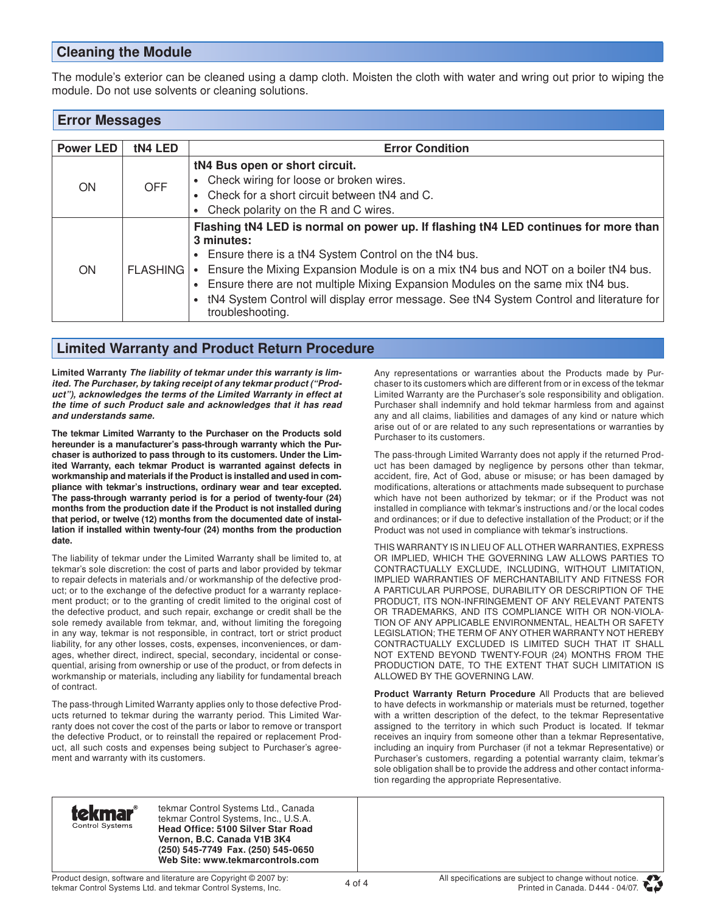## Cleaning the Module

The module's exterior can be cleaned using a damp cloth. Moisten the cloth with water and wring out prior to wiping the module. Do not use solvents or cleaning solutions.

## Error Messages

| Power LED | tN4 LED | Error Condition |
|---|---|---|
| ON | OFF | **tN4 Bus open or short circuit.**<br>• Check wiring for loose or broken wires.<br>• Check for a short circuit between tN4 and C.<br>• Check polarity on the R and C wires. |
| ON | FLASHING | **Flashing tN4 LED is normal on power up. If flashing tN4 LED continues for more than 3 minutes:**<br>• Ensure there is a tN4 System Control on the tN4 bus.<br>• Ensure the Mixing Expansion Module is on a mix tN4 bus and NOT on a boiler tN4 bus.<br>• Ensure there are not multiple Mixing Expansion Modules on the same mix tN4 bus.<br>• tN4 System Control will display error message. See tN4 System Control and literature for troubleshooting. |

## Limited Warranty and Product Return Procedure

**Limited Warranty** ***The liability of tekmar under this warranty is limited. The Purchaser, by taking receipt of any tekmar product ("Product"), acknowledges the terms of the Limited Warranty in effect at the time of such Product sale and acknowledges that it has read and understands same.***

**The tekmar Limited Warranty to the Purchaser on the Products sold hereunder is a manufacturer's pass-through warranty which the Purchaser is authorized to pass through to its customers. Under the Limited Warranty, each tekmar Product is warranted against defects in workmanship and materials if the Product is installed and used in compliance with tekmar's instructions, ordinary wear and tear excepted. The pass-through warranty period is for a period of twenty-four (24) months from the production date if the Product is not installed during that period, or twelve (12) months from the documented date of installation if installed within twenty-four (24) months from the production date.**

The liability of tekmar under the Limited Warranty shall be limited to, at tekmar's sole discretion: the cost of parts and labor provided by tekmar to repair defects in materials and/or workmanship of the defective product; or to the exchange of the defective product for a warranty replacement product; or to the granting of credit limited to the original cost of the defective product, and such repair, exchange or credit shall be the sole remedy available from tekmar, and, without limiting the foregoing in any way, tekmar is not responsible, in contract, tort or strict product liability, for any other losses, costs, expenses, inconveniences, or damages, whether direct, indirect, special, secondary, incidental or consequential, arising from ownership or use of the product, or from defects in workmanship or materials, including any liability for fundamental breach of contract.

The pass-through Limited Warranty applies only to those defective Products returned to tekmar during the warranty period. This Limited Warranty does not cover the cost of the parts or labor to remove or transport the defective Product, or to reinstall the repaired or replacement Product, all such costs and expenses being subject to Purchaser's agreement and warranty with its customers.

Any representations or warranties about the Products made by Purchaser to its customers which are different from or in excess of the tekmar Limited Warranty are the Purchaser's sole responsibility and obligation. Purchaser shall indemnify and hold tekmar harmless from and against any and all claims, liabilities and damages of any kind or nature which arise out of or are related to any such representations or warranties by Purchaser to its customers.

The pass-through Limited Warranty does not apply if the returned Product has been damaged by negligence by persons other than tekmar, accident, fire, Act of God, abuse or misuse; or has been damaged by modifications, alterations or attachments made subsequent to purchase which have not been authorized by tekmar; or if the Product was not installed in compliance with tekmar's instructions and/or the local codes and ordinances; or if due to defective installation of the Product; or if the Product was not used in compliance with tekmar's instructions.

THIS WARRANTY IS IN LIEU OF ALL OTHER WARRANTIES, EXPRESS OR IMPLIED, WHICH THE GOVERNING LAW ALLOWS PARTIES TO CONTRACTUALLY EXCLUDE, INCLUDING, WITHOUT LIMITATION, IMPLIED WARRANTIES OF MERCHANTABILITY AND FITNESS FOR A PARTICULAR PURPOSE, DURABILITY OR DESCRIPTION OF THE PRODUCT, ITS NON-INFRINGEMENT OF ANY RELEVANT PATENTS OR TRADEMARKS, AND ITS COMPLIANCE WITH OR NON-VIOLATION OF ANY APPLICABLE ENVIRONMENTAL, HEALTH OR SAFETY LEGISLATION; THE TERM OF ANY OTHER WARRANTY NOT HEREBY CONTRACTUALLY EXCLUDED IS LIMITED SUCH THAT IT SHALL NOT EXTEND BEYOND TWENTY-FOUR (24) MONTHS FROM THE PRODUCTION DATE, TO THE EXTENT THAT SUCH LIMITATION IS ALLOWED BY THE GOVERNING LAW.

**Product Warranty Return Procedure** All Products that are believed to have defects in workmanship or materials must be returned, together with a written description of the defect, to the tekmar Representative assigned to the territory in which such Product is located. If tekmar receives an inquiry from someone other than a tekmar Representative, including an inquiry from Purchaser (if not a tekmar Representative) or Purchaser's customers, regarding a potential warranty claim, tekmar's sole obligation shall be to provide the address and other contact information regarding the appropriate Representative.

tekmar® Control Systems

tekmar Control Systems Ltd., Canada
tekmar Control Systems, Inc., U.S.A.
**Head Office: 5100 Silver Star Road**
**Vernon, B.C. Canada V1B 3K4**
**(250) 545-7749 Fax. (250) 545-0650**
**Web Site: www.tekmarcontrols.com**

Product design, software and literature are Copyright © 2007 by: tekmar Control Systems Ltd. and tekmar Control Systems, Inc.

All specifications are subject to change without notice. Printed in Canada. D444 - 04/07.